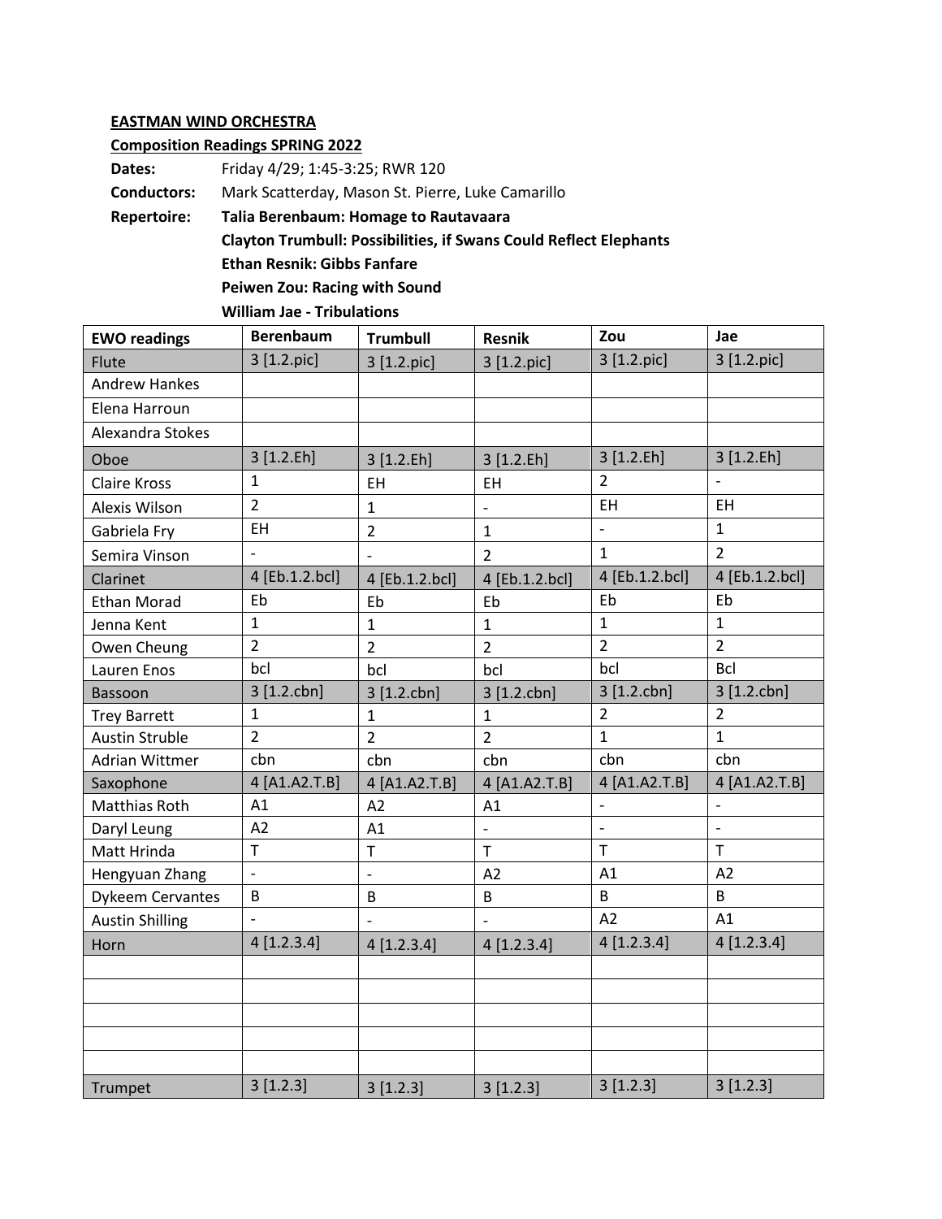**EASTMAN WIND ORCHESTRA**

**Composition Readings SPRING 2022**

**Dates:** Friday 4/29; 1:45-3:25; RWR 120

**Conductors:** Mark Scatterday, Mason St. Pierre, Luke Camarillo

**Repertoire:** **Talia Berenbaum: Homage to Rautavaara**

**Clayton Trumbull: Possibilities, if Swans Could Reflect Elephants**

**Ethan Resnik: Gibbs Fanfare**

**Peiwen Zou: Racing with Sound**

**William Jae - Tribulations**

| EWO readings | Berenbaum | Trumbull | Resnik | Zou | Jae |
|---|---|---|---|---|---|
| Flute | 3 [1.2.pic] | 3 [1.2.pic] | 3 [1.2.pic] | 3 [1.2.pic] | 3 [1.2.pic] |
| Andrew Hankes | | | | | |
| Elena Harroun | | | | | |
| Alexandra Stokes | | | | | |
| Oboe | 3 [1.2.Eh] | 3 [1.2.Eh] | 3 [1.2.Eh] | 3 [1.2.Eh] | 3 [1.2.Eh] |
| Claire Kross | 1 | EH | EH | 2 | - |
| Alexis Wilson | 2 | 1 | - | EH | EH |
| Gabriela Fry | EH | 2 | 1 | - | 1 |
| Semira Vinson | - | - | 2 | 1 | 2 |
| Clarinet | 4 [Eb.1.2.bcl] | 4 [Eb.1.2.bcl] | 4 [Eb.1.2.bcl] | 4 [Eb.1.2.bcl] | 4 [Eb.1.2.bcl] |
| Ethan Morad | Eb | Eb | Eb | Eb | Eb |
| Jenna Kent | 1 | 1 | 1 | 1 | 1 |
| Owen Cheung | 2 | 2 | 2 | 2 | 2 |
| Lauren Enos | bcl | bcl | bcl | bcl | Bcl |
| Bassoon | 3 [1.2.cbn] | 3 [1.2.cbn] | 3 [1.2.cbn] | 3 [1.2.cbn] | 3 [1.2.cbn] |
| Trey Barrett | 1 | 1 | 1 | 2 | 2 |
| Austin Struble | 2 | 2 | 2 | 1 | 1 |
| Adrian Wittmer | cbn | cbn | cbn | cbn | cbn |
| Saxophone | 4 [A1.A2.T.B] | 4 [A1.A2.T.B] | 4 [A1.A2.T.B] | 4 [A1.A2.T.B] | 4 [A1.A2.T.B] |
| Matthias Roth | A1 | A2 | A1 | - | - |
| Daryl Leung | A2 | A1 | - | - | - |
| Matt Hrinda | T | T | T | T | T |
| Hengyuan Zhang | - | - | A2 | A1 | A2 |
| Dykeem Cervantes | B | B | B | B | B |
| Austin Shilling | - | - | - | A2 | A1 |
| Horn | 4 [1.2.3.4] | 4 [1.2.3.4] | 4 [1.2.3.4] | 4 [1.2.3.4] | 4 [1.2.3.4] |
| | | | | | |
| | | | | | |
| | | | | | |
| | | | | | |
| | | | | | |
| Trumpet | 3 [1.2.3] | 3 [1.2.3] | 3 [1.2.3] | 3 [1.2.3] | 3 [1.2.3] |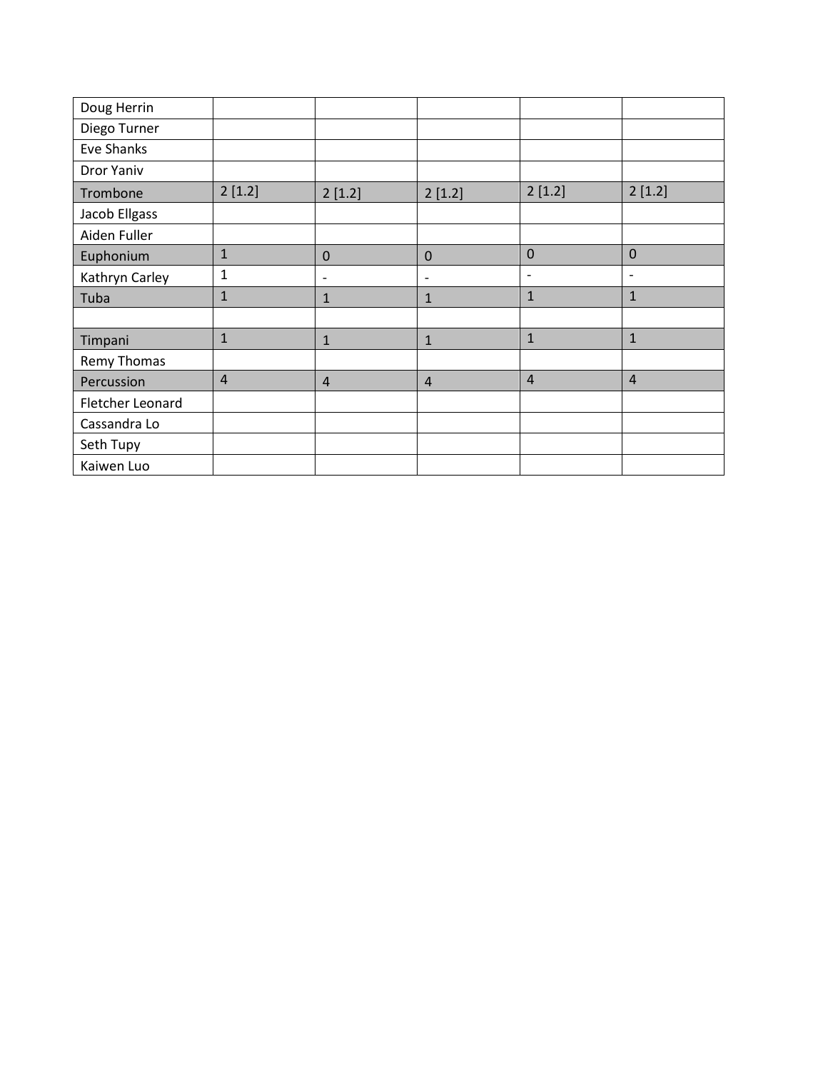| | | | | | |
|---|---|---|---|---|---|
| Doug Herrin | | | | | |
| Diego Turner | | | | | |
| Eve Shanks | | | | | |
| Dror Yaniv | | | | | |
| Trombone | 2 [1.2] | 2 [1.2] | 2 [1.2] | 2 [1.2] | 2 [1.2] |
| Jacob Ellgass | | | | | |
| Aiden Fuller | | | | | |
| Euphonium | 1 | 0 | 0 | 0 | 0 |
| Kathryn Carley | 1 | - | - | - | - |
| Tuba | 1 | 1 | 1 | 1 | 1 |
| | | | | | |
| Timpani | 1 | 1 | 1 | 1 | 1 |
| Remy Thomas | | | | | |
| Percussion | 4 | 4 | 4 | 4 | 4 |
| Fletcher Leonard | | | | | |
| Cassandra Lo | | | | | |
| Seth Tupy | | | | | |
| Kaiwen Luo | | | | | |